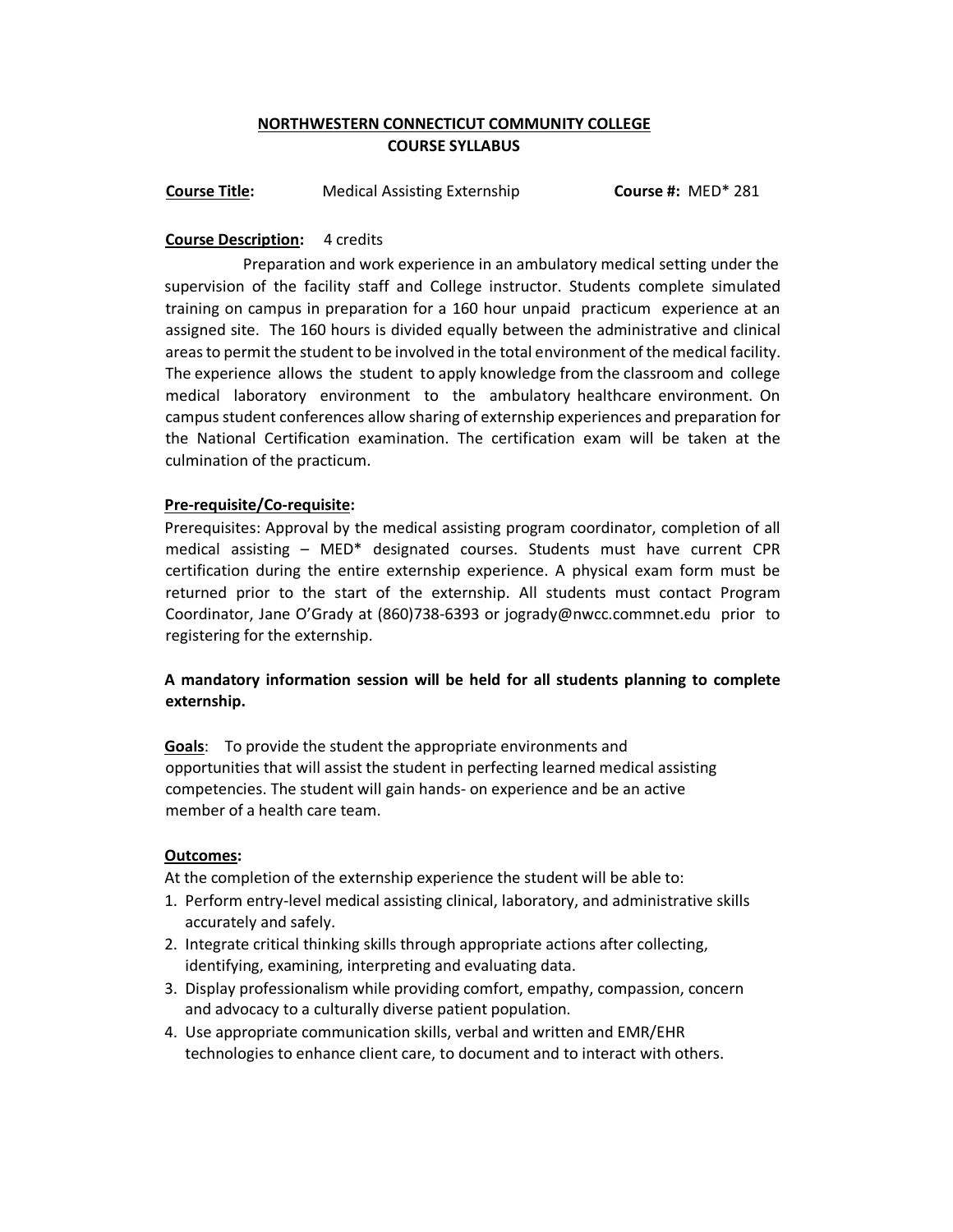# NORTHWESTERN CONNECTICUT COMMUNITY COLLEGE
## COURSE SYLLABUS

**Course Title:** Medical Assisting Externship **Course #:** MED* 281

**Course Description:** 4 credits

Preparation and work experience in an ambulatory medical setting under the supervision of the facility staff and College instructor. Students complete simulated training on campus in preparation for a 160 hour unpaid practicum experience at an assigned site. The 160 hours is divided equally between the administrative and clinical areas to permit the student to be involved in the total environment of the medical facility. The experience allows the student to apply knowledge from the classroom and college medical laboratory environment to the ambulatory healthcare environment. On campus student conferences allow sharing of externship experiences and preparation for the National Certification examination. The certification exam will be taken at the culmination of the practicum.

**Pre-requisite/Co-requisite:**

Prerequisites: Approval by the medical assisting program coordinator, completion of all medical assisting – MED* designated courses. Students must have current CPR certification during the entire externship experience. A physical exam form must be returned prior to the start of the externship. All students must contact Program Coordinator, Jane O'Grady at (860)738-6393 or jogrady@nwcc.commnet.edu prior to registering for the externship.

**A mandatory information session will be held for all students planning to complete externship.**

**Goals**: To provide the student the appropriate environments and opportunities that will assist the student in perfecting learned medical assisting competencies. The student will gain hands- on experience and be an active member of a health care team.

**Outcomes:**

At the completion of the externship experience the student will be able to:

1. Perform entry-level medical assisting clinical, laboratory, and administrative skills accurately and safely.
2. Integrate critical thinking skills through appropriate actions after collecting, identifying, examining, interpreting and evaluating data.
3. Display professionalism while providing comfort, empathy, compassion, concern and advocacy to a culturally diverse patient population.
4. Use appropriate communication skills, verbal and written and EMR/EHR technologies to enhance client care, to document and to interact with others.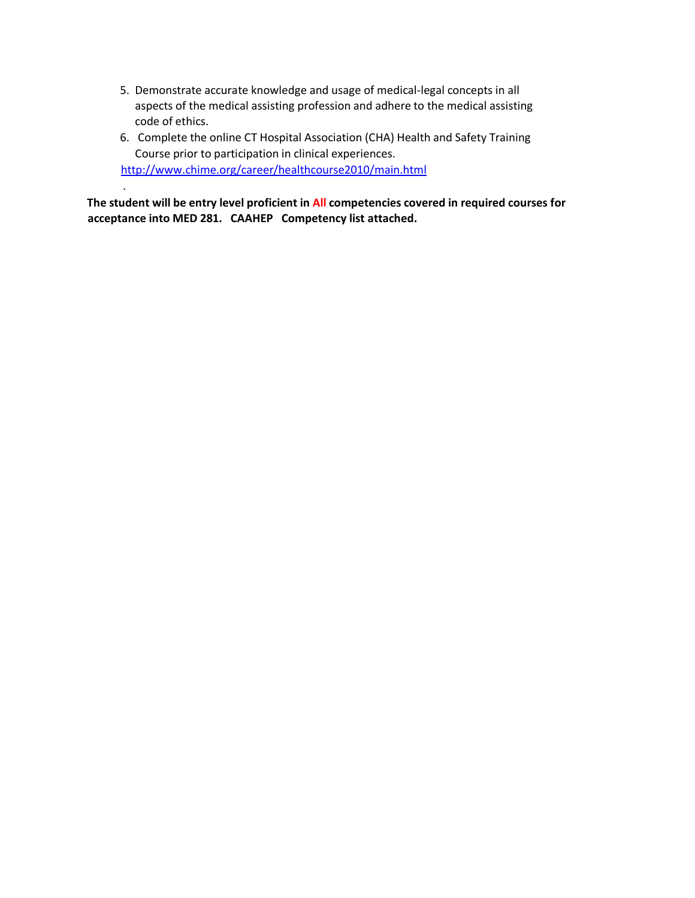5. Demonstrate accurate knowledge and usage of medical-legal concepts in all aspects of the medical assisting profession and adhere to the medical assisting code of ethics.
6. Complete the online CT Hospital Association (CHA) Health and Safety Training Course prior to participation in clinical experiences.

[http://www.chime.org/career/healthcourse2010/main.html](http://www.chime.org/career/healthcourse2010/main.html)

.

**The student will be entry level proficient in All competencies covered in required courses for acceptance into MED 281. CAAHEP Competency list attached.**